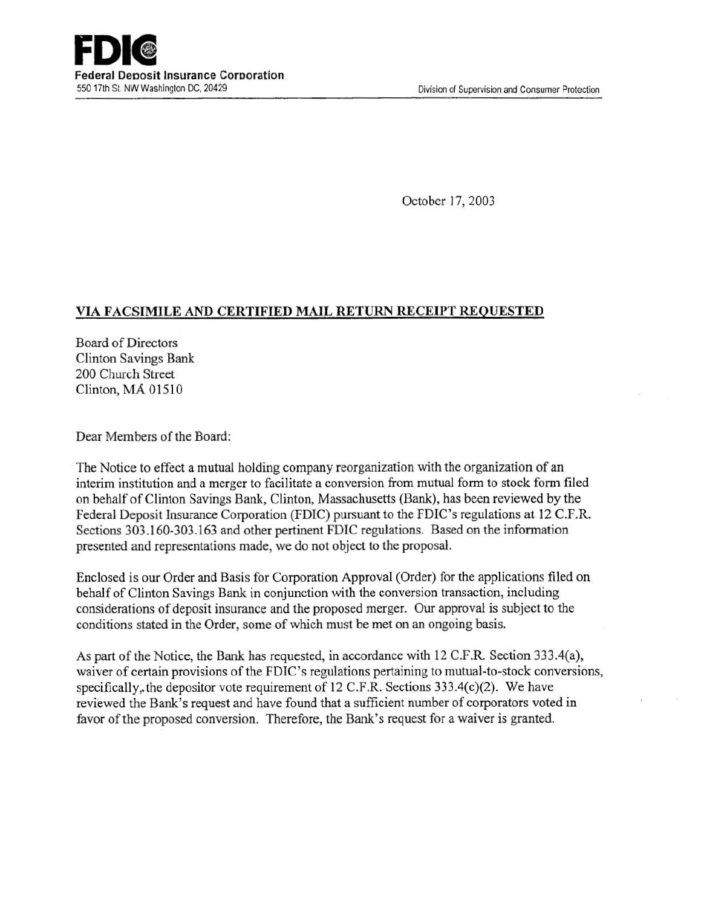**FDIC**
**Federal Deposit Insurance Corporation**
550 17th St. NW Washington DC, 20429

Division of Supervision and Consumer Protection

October 17, 2003

**VIA FACSIMILE AND CERTIFIED MAIL RETURN RECEIPT REQUESTED**

Board of Directors
Clinton Savings Bank
200 Church Street
Clinton, MA 01510

Dear Members of the Board:

The Notice to effect a mutual holding company reorganization with the organization of an interim institution and a merger to facilitate a conversion from mutual form to stock form filed on behalf of Clinton Savings Bank, Clinton, Massachusetts (Bank), has been reviewed by the Federal Deposit Insurance Corporation (FDIC) pursuant to the FDIC's regulations at 12 C.F.R. Sections 303.160-303.163 and other pertinent FDIC regulations. Based on the information presented and representations made, we do not object to the proposal.

Enclosed is our Order and Basis for Corporation Approval (Order) for the applications filed on behalf of Clinton Savings Bank in conjunction with the conversion transaction, including considerations of deposit insurance and the proposed merger. Our approval is subject to the conditions stated in the Order, some of which must be met on an ongoing basis.

As part of the Notice, the Bank has requested, in accordance with 12 C.F.R. Section 333.4(a), waiver of certain provisions of the FDIC's regulations pertaining to mutual-to-stock conversions, specifically, the depositor vote requirement of 12 C.F.R. Sections 333.4(c)(2). We have reviewed the Bank's request and have found that a sufficient number of corporators voted in favor of the proposed conversion. Therefore, the Bank's request for a waiver is granted.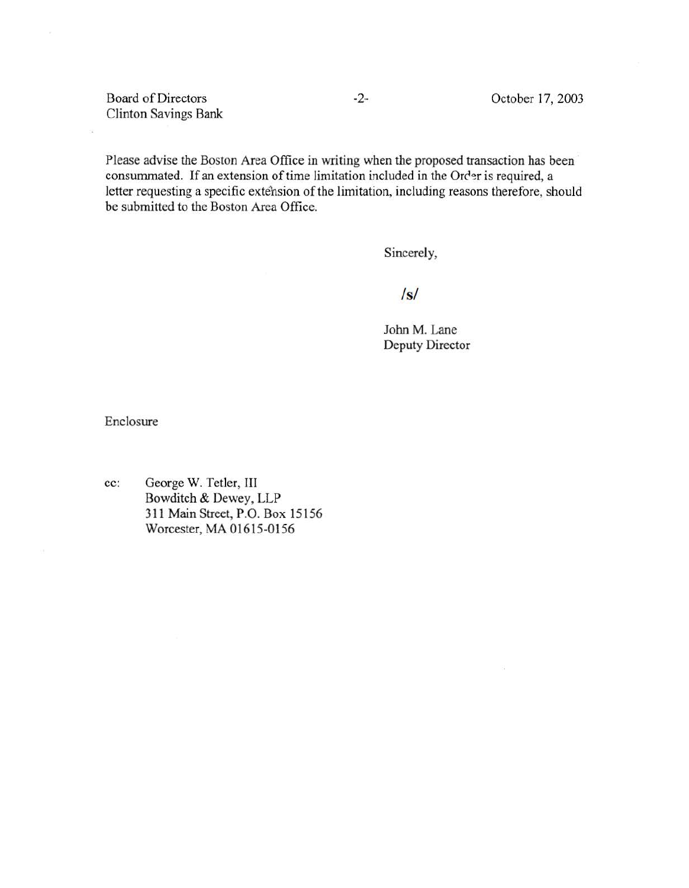Board of Directors
Clinton Savings Bank

October 17, 2003

Please advise the Boston Area Office in writing when the proposed transaction has been consummated. If an extension of time limitation included in the Order is required, a letter requesting a specific extension of the limitation, including reasons therefore, should be submitted to the Boston Area Office.

Sincerely,

/s/

John M. Lane
Deputy Director

Enclosure

cc: George W. Tetler, III
Bowditch & Dewey, LLP
311 Main Street, P.O. Box 15156
Worcester, MA 01615-0156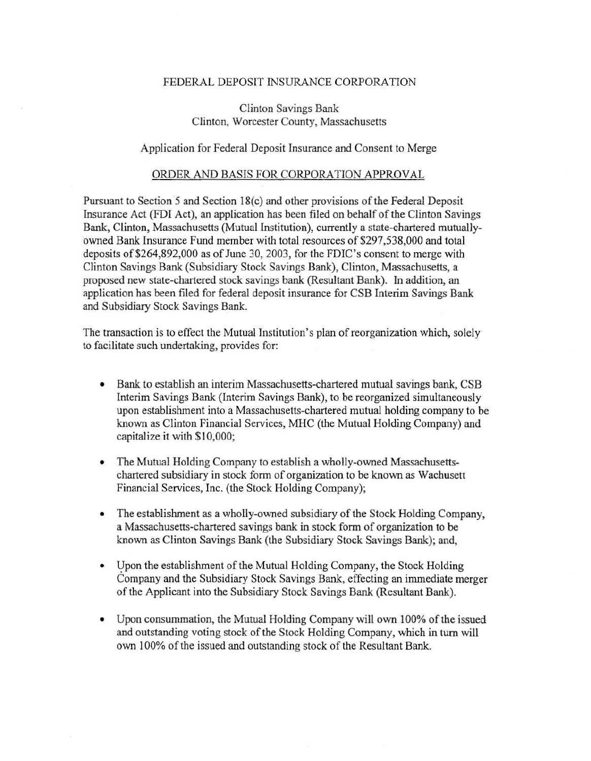FEDERAL DEPOSIT INSURANCE CORPORATION

Clinton Savings Bank
Clinton, Worcester County, Massachusetts

Application for Federal Deposit Insurance and Consent to Merge

ORDER AND BASIS FOR CORPORATION APPROVAL

Pursuant to Section 5 and Section 18(c) and other provisions of the Federal Deposit Insurance Act (FDI Act), an application has been filed on behalf of the Clinton Savings Bank, Clinton, Massachusetts (Mutual Institution), currently a state-chartered mutually-owned Bank Insurance Fund member with total resources of $297,538,000 and total deposits of $264,892,000 as of June 30, 2003, for the FDIC's consent to merge with Clinton Savings Bank (Subsidiary Stock Savings Bank), Clinton, Massachusetts, a proposed new state-chartered stock savings bank (Resultant Bank). In addition, an application has been filed for federal deposit insurance for CSB Interim Savings Bank and Subsidiary Stock Savings Bank.

The transaction is to effect the Mutual Institution's plan of reorganization which, solely to facilitate such undertaking, provides for:

- Bank to establish an interim Massachusetts-chartered mutual savings bank, CSB Interim Savings Bank (Interim Savings Bank), to be reorganized simultaneously upon establishment into a Massachusetts-chartered mutual holding company to be known as Clinton Financial Services, MHC (the Mutual Holding Company) and capitalize it with $10,000;
- The Mutual Holding Company to establish a wholly-owned Massachusetts-chartered subsidiary in stock form of organization to be known as Wachusett Financial Services, Inc. (the Stock Holding Company);
- The establishment as a wholly-owned subsidiary of the Stock Holding Company, a Massachusetts-chartered savings bank in stock form of organization to be known as Clinton Savings Bank (the Subsidiary Stock Savings Bank); and,
- Upon the establishment of the Mutual Holding Company, the Stock Holding Company and the Subsidiary Stock Savings Bank, effecting an immediate merger of the Applicant into the Subsidiary Stock Savings Bank (Resultant Bank).
- Upon consummation, the Mutual Holding Company will own 100% of the issued and outstanding voting stock of the Stock Holding Company, which in turn will own 100% of the issued and outstanding stock of the Resultant Bank.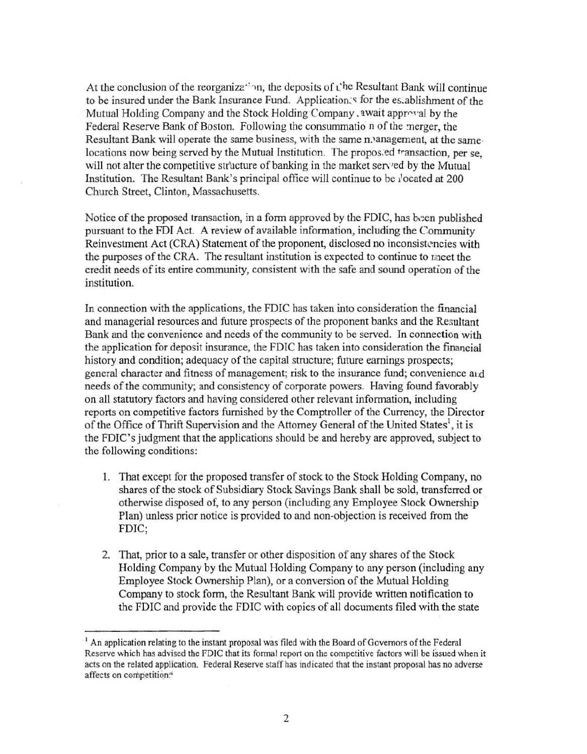At the conclusion of the reorganization, the deposits of the Resultant Bank will continue to be insured under the Bank Insurance Fund. Applications for the establishment of the Mutual Holding Company and the Stock Holding Company await approval by the Federal Reserve Bank of Boston. Following the consummation of the merger, the Resultant Bank will operate the same business, with the same management, at the same locations now being served by the Mutual Institution. The proposed transaction, per se, will not alter the competitive structure of banking in the market served by the Mutual Institution. The Resultant Bank's principal office will continue to be located at 200 Church Street, Clinton, Massachusetts.

Notice of the proposed transaction, in a form approved by the FDIC, has been published pursuant to the FDI Act. A review of available information, including the Community Reinvestment Act (CRA) Statement of the proponent, disclosed no inconsistencies with the purposes of the CRA. The resultant institution is expected to continue to meet the credit needs of its entire community, consistent with the safe and sound operation of the institution.

In connection with the applications, the FDIC has taken into consideration the financial and managerial resources and future prospects of the proponent banks and the Resultant Bank and the convenience and needs of the community to be served. In connection with the application for deposit insurance, the FDIC has taken into consideration the financial history and condition; adequacy of the capital structure; future earnings prospects; general character and fitness of management; risk to the insurance fund; convenience and needs of the community; and consistency of corporate powers. Having found favorably on all statutory factors and having considered other relevant information, including reports on competitive factors furnished by the Comptroller of the Currency, the Director of the Office of Thrift Supervision and the Attorney General of the United States[1], it is the FDIC's judgment that the applications should be and hereby are approved, subject to the following conditions:

1. That except for the proposed transfer of stock to the Stock Holding Company, no shares of the stock of Subsidiary Stock Savings Bank shall be sold, transferred or otherwise disposed of, to any person (including any Employee Stock Ownership Plan) unless prior notice is provided to and non-objection is received from the FDIC;

2. That, prior to a sale, transfer or other disposition of any shares of the Stock Holding Company by the Mutual Holding Company to any person (including any Employee Stock Ownership Plan), or a conversion of the Mutual Holding Company to stock form, the Resultant Bank will provide written notification to the FDIC and provide the FDIC with copies of all documents filed with the state

[1] An application relating to the instant proposal was filed with the Board of Governors of the Federal Reserve which has advised the FDIC that its formal report on the competitive factors will be issued when it acts on the related application. Federal Reserve staff has indicated that the instant proposal has no adverse affects on competition.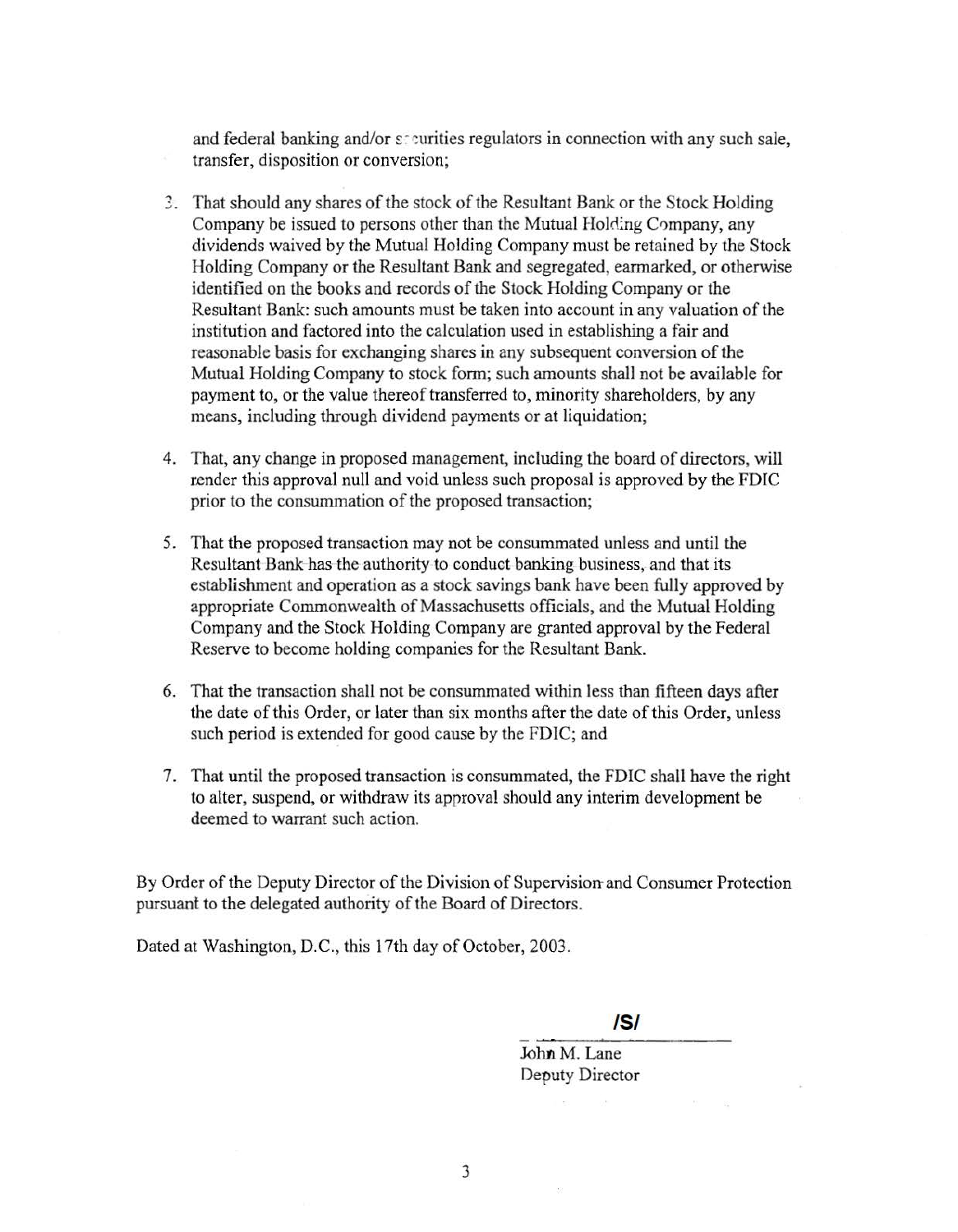and federal banking and/or securities regulators in connection with any such sale, transfer, disposition or conversion;

3. That should any shares of the stock of the Resultant Bank or the Stock Holding Company be issued to persons other than the Mutual Holding Company, any dividends waived by the Mutual Holding Company must be retained by the Stock Holding Company or the Resultant Bank and segregated, earmarked, or otherwise identified on the books and records of the Stock Holding Company or the Resultant Bank: such amounts must be taken into account in any valuation of the institution and factored into the calculation used in establishing a fair and reasonable basis for exchanging shares in any subsequent conversion of the Mutual Holding Company to stock form; such amounts shall not be available for payment to, or the value thereof transferred to, minority shareholders, by any means, including through dividend payments or at liquidation;

4. That, any change in proposed management, including the board of directors, will render this approval null and void unless such proposal is approved by the FDIC prior to the consummation of the proposed transaction;

5. That the proposed transaction may not be consummated unless and until the Resultant Bank has the authority to conduct banking business, and that its establishment and operation as a stock savings bank have been fully approved by appropriate Commonwealth of Massachusetts officials, and the Mutual Holding Company and the Stock Holding Company are granted approval by the Federal Reserve to become holding companies for the Resultant Bank.

6. That the transaction shall not be consummated within less than fifteen days after the date of this Order, or later than six months after the date of this Order, unless such period is extended for good cause by the FDIC; and

7. That until the proposed transaction is consummated, the FDIC shall have the right to alter, suspend, or withdraw its approval should any interim development be deemed to warrant such action.

By Order of the Deputy Director of the Division of Supervision and Consumer Protection pursuant to the delegated authority of the Board of Directors.

Dated at Washington, D.C., this 17th day of October, 2003.

/S/

John M. Lane
Deputy Director